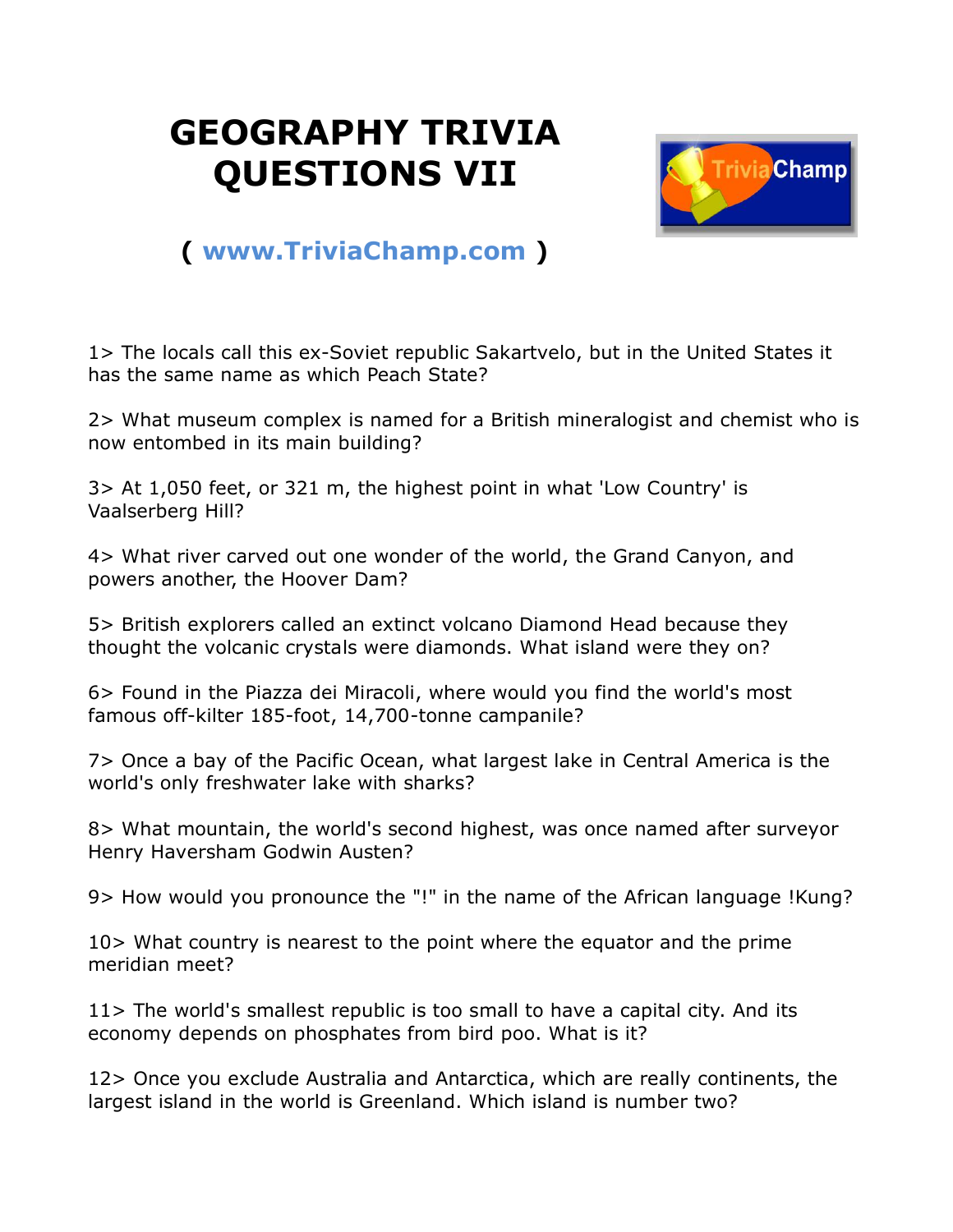# GEOGRAPHY TRIVIA QUESTIONS VII

( www.TriviaChamp.com )

1> The locals call this ex-Soviet republic Sakartvelo, but in the United States it has the same name as which Peach State?

2> What museum complex is named for a British mineralogist and chemist who is now entombed in its main building?

3> At 1,050 feet, or 321 m, the highest point in what 'Low Country' is Vaalserberg Hill?

4> What river carved out one wonder of the world, the Grand Canyon, and powers another, the Hoover Dam?

5> British explorers called an extinct volcano Diamond Head because they thought the volcanic crystals were diamonds. What island were they on?

6> Found in the Piazza dei Miracoli, where would you find the world's most famous off-kilter 185-foot, 14,700-tonne campanile?

7> Once a bay of the Pacific Ocean, what largest lake in Central America is the world's only freshwater lake with sharks?

8> What mountain, the world's second highest, was once named after surveyor Henry Haversham Godwin Austen?

9> How would you pronounce the "!" in the name of the African language !Kung?

10> What country is nearest to the point where the equator and the prime meridian meet?

11> The world's smallest republic is too small to have a capital city. And its economy depends on phosphates from bird poo. What is it?

12> Once you exclude Australia and Antarctica, which are really continents, the largest island in the world is Greenland. Which island is number two?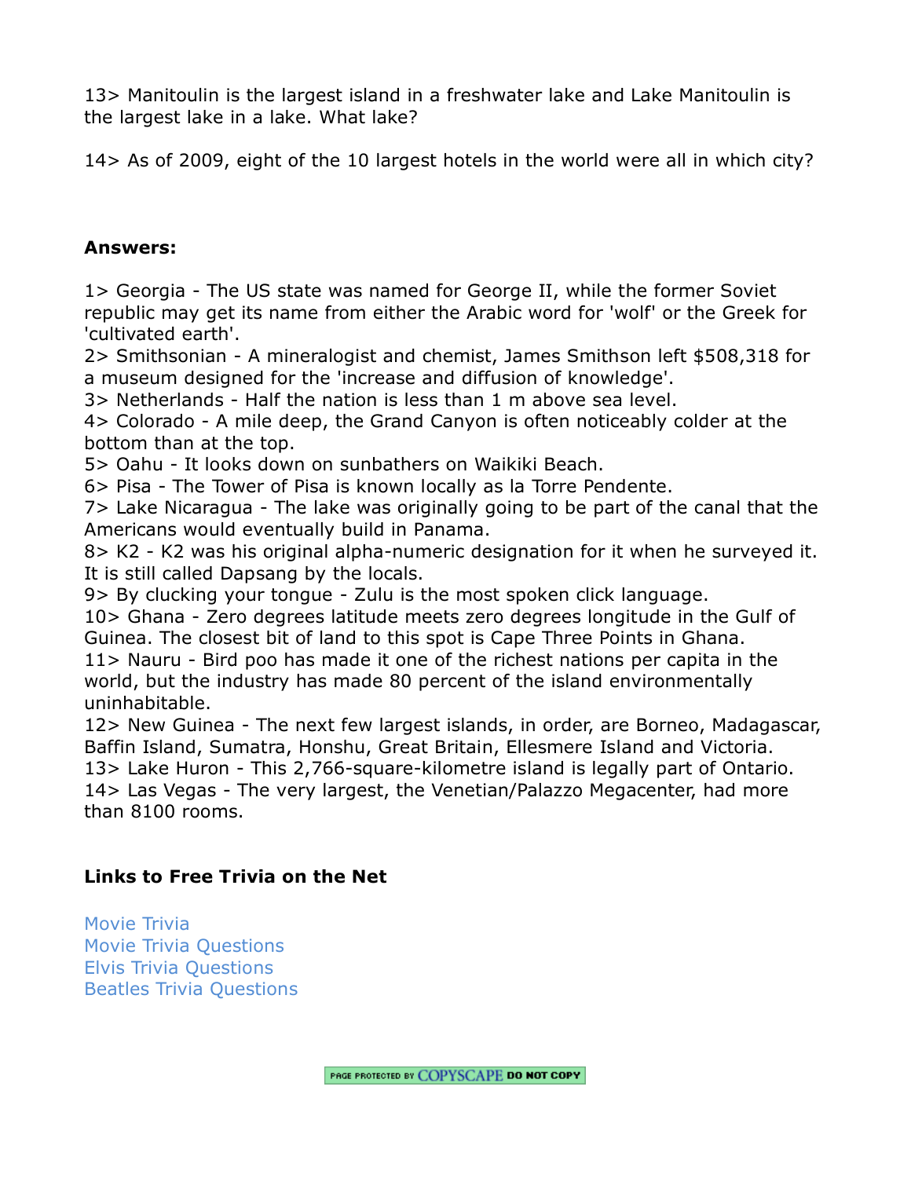13> Manitoulin is the largest island in a freshwater lake and Lake Manitoulin is the largest lake in a lake. What lake?

14> As of 2009, eight of the 10 largest hotels in the world were all in which city?

**Answers:**

1> Georgia - The US state was named for George II, while the former Soviet republic may get its name from either the Arabic word for 'wolf' or the Greek for 'cultivated earth'.
2> Smithsonian - A mineralogist and chemist, James Smithson left $508,318 for a museum designed for the 'increase and diffusion of knowledge'.
3> Netherlands - Half the nation is less than 1 m above sea level.
4> Colorado - A mile deep, the Grand Canyon is often noticeably colder at the bottom than at the top.
5> Oahu - It looks down on sunbathers on Waikiki Beach.
6> Pisa - The Tower of Pisa is known locally as la Torre Pendente.
7> Lake Nicaragua - The lake was originally going to be part of the canal that the Americans would eventually build in Panama.
8> K2 - K2 was his original alpha-numeric designation for it when he surveyed it. It is still called Dapsang by the locals.
9> By clucking your tongue - Zulu is the most spoken click language.
10> Ghana - Zero degrees latitude meets zero degrees longitude in the Gulf of Guinea. The closest bit of land to this spot is Cape Three Points in Ghana.
11> Nauru - Bird poo has made it one of the richest nations per capita in the world, but the industry has made 80 percent of the island environmentally uninhabitable.
12> New Guinea - The next few largest islands, in order, are Borneo, Madagascar, Baffin Island, Sumatra, Honshu, Great Britain, Ellesmere Island and Victoria.
13> Lake Huron - This 2,766-square-kilometre island is legally part of Ontario.
14> Las Vegas - The very largest, the Venetian/Palazzo Megacenter, had more than 8100 rooms.

**Links to Free Trivia on the Net**

Movie Trivia
Movie Trivia Questions
Elvis Trivia Questions
Beatles Trivia Questions

PAGE PROTECTED BY COPYSCAPE DO NOT COPY